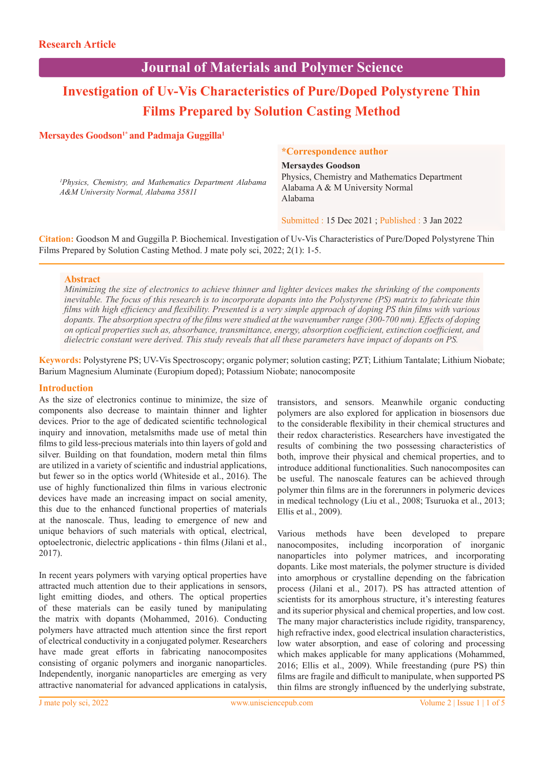Research Article

# Investigation of Uv-Vis Characteristics of Pure/Doped Polystyrene Thin Films Prepared by Solution Casting Method

**Mersaydes Goodson[1*] and Padmaja Guggilla[1]**

*[1]Physics, Chemistry, and Mathematics Department Alabama A&M University Normal, Alabama 35811*

**\*Correspondence author**
**Mersaydes Goodson**
Physics, Chemistry and Mathematics Department
Alabama A & M University Normal
Alabama

Submitted : 15 Dec 2021 ; Published : 3 Jan 2022

**Citation:** Goodson M and Guggilla P. Biochemical. Investigation of Uv-Vis Characteristics of Pure/Doped Polystyrene Thin Films Prepared by Solution Casting Method. J mate poly sci, 2022; 2(1): 1-5.

## Abstract

*Minimizing the size of electronics to achieve thinner and lighter devices makes the shrinking of the components inevitable. The focus of this research is to incorporate dopants into the Polystyrene (PS) matrix to fabricate thin films with high efficiency and flexibility. Presented is a very simple approach of doping PS thin films with various dopants. The absorption spectra of the films were studied at the wavenumber range (300-700 nm). Effects of doping on optical properties such as, absorbance, transmittance, energy, absorption coefficient, extinction coefficient, and dielectric constant were derived. This study reveals that all these parameters have impact of dopants on PS.*

**Keywords:** Polystyrene PS; UV-Vis Spectroscopy; organic polymer; solution casting; PZT; Lithium Tantalate; Lithium Niobate; Barium Magnesium Aluminate (Europium doped); Potassium Niobate; nanocomposite

## Introduction

As the size of electronics continue to minimize, the size of components also decrease to maintain thinner and lighter devices. Prior to the age of dedicated scientific technological inquiry and innovation, metalsmiths made use of metal thin films to gild less-precious materials into thin layers of gold and silver. Building on that foundation, modern metal thin films are utilized in a variety of scientific and industrial applications, but fewer so in the optics world (Whiteside et al., 2016). The use of highly functionalized thin films in various electronic devices have made an increasing impact on social amenity, this due to the enhanced functional properties of materials at the nanoscale. Thus, leading to emergence of new and unique behaviors of such materials with optical, electrical, optoelectronic, dielectric applications - thin films (Jilani et al., 2017).

In recent years polymers with varying optical properties have attracted much attention due to their applications in sensors, light emitting diodes, and others. The optical properties of these materials can be easily tuned by manipulating the matrix with dopants (Mohammed, 2016). Conducting polymers have attracted much attention since the first report of electrical conductivity in a conjugated polymer. Researchers have made great efforts in fabricating nanocomposites consisting of organic polymers and inorganic nanoparticles. Independently, inorganic nanoparticles are emerging as very attractive nanomaterial for advanced applications in catalysis, transistors, and sensors. Meanwhile organic conducting polymers are also explored for application in biosensors due to the considerable flexibility in their chemical structures and their redox characteristics. Researchers have investigated the results of combining the two possessing characteristics of both, improve their physical and chemical properties, and to introduce additional functionalities. Such nanocomposites can be useful. The nanoscale features can be achieved through polymer thin films are in the forerunners in polymeric devices in medical technology (Liu et al., 2008; Tsuruoka et al., 2013; Ellis et al., 2009).

Various methods have been developed to prepare nanocomposites, including incorporation of inorganic nanoparticles into polymer matrices, and incorporating dopants. Like most materials, the polymer structure is divided into amorphous or crystalline depending on the fabrication process (Jilani et al., 2017). PS has attracted attention of scientists for its amorphous structure, it's interesting features and its superior physical and chemical properties, and low cost. The many major characteristics include rigidity, transparency, high refractive index, good electrical insulation characteristics, low water absorption, and ease of coloring and processing which makes applicable for many applications (Mohammed, 2016; Ellis et al., 2009). While freestanding (pure PS) thin films are fragile and difficult to manipulate, when supported PS thin films are strongly influenced by the underlying substrate,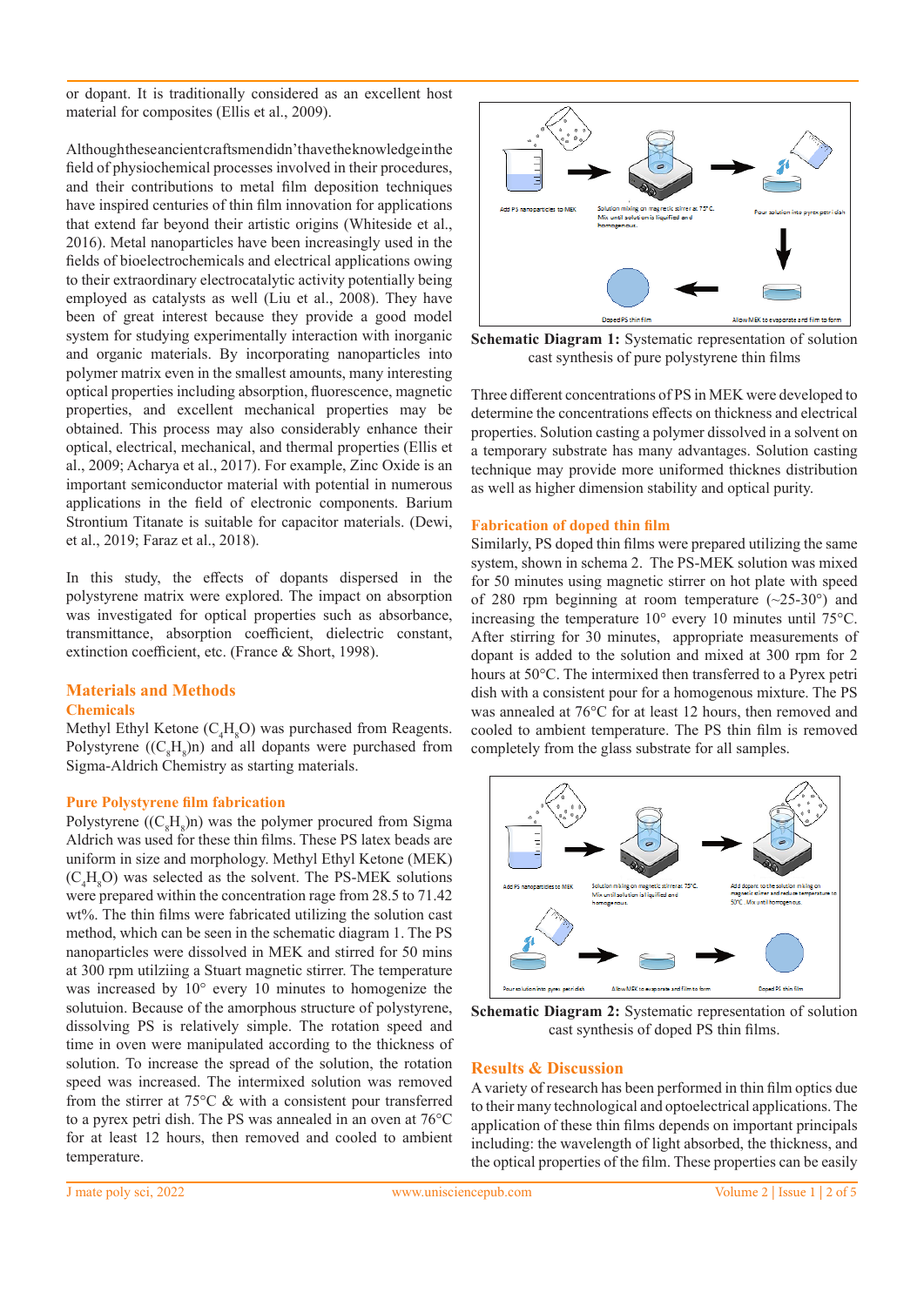or dopant. It is traditionally considered as an excellent host material for composites (Ellis et al., 2009).

Althoughtheseancientcraftsmendidn'thavetheknowledgeinthe field of physiochemical processes involved in their procedures, and their contributions to metal film deposition techniques have inspired centuries of thin film innovation for applications that extend far beyond their artistic origins (Whiteside et al., 2016). Metal nanoparticles have been increasingly used in the fields of bioelectrochemicals and electrical applications owing to their extraordinary electrocatalytic activity potentially being employed as catalysts as well (Liu et al., 2008). They have been of great interest because they provide a good model system for studying experimentally interaction with inorganic and organic materials. By incorporating nanoparticles into polymer matrix even in the smallest amounts, many interesting optical properties including absorption, fluorescence, magnetic properties, and excellent mechanical properties may be obtained. This process may also considerably enhance their optical, electrical, mechanical, and thermal properties (Ellis et al., 2009; Acharya et al., 2017). For example, Zinc Oxide is an important semiconductor material with potential in numerous applications in the field of electronic components. Barium Strontium Titanate is suitable for capacitor materials. (Dewi, et al., 2019; Faraz et al., 2018).

In this study, the effects of dopants dispersed in the polystyrene matrix were explored. The impact on absorption was investigated for optical properties such as absorbance, transmittance, absorption coefficient, dielectric constant, extinction coefficient, etc. (France & Short, 1998).

## Materials and Methods

### Chemicals

Methyl Ethyl Ketone ($C_4H_8O$) was purchased from Reagents. Polystyrene ($(C_8H_8)n$) and all dopants were purchased from Sigma-Aldrich Chemistry as starting materials.

### Pure Polystyrene film fabrication

Polystyrene ($(C_8H_8)n$) was the polymer procured from Sigma Aldrich was used for these thin films. These PS latex beads are uniform in size and morphology. Methyl Ethyl Ketone (MEK) ($C_4H_8O$) was selected as the solvent. The PS-MEK solutions were prepared within the concentration rage from 28.5 to 71.42 wt%. The thin films were fabricated utilizing the solution cast method, which can be seen in the schematic diagram 1. The PS nanoparticles were dissolved in MEK and stirred for 50 mins at 300 rpm utlziing a Stuart magnetic stirrer. The temperature was increased by 10° every 10 minutes to homogenize the solutuion. Because of the amorphous structure of polystyrene, dissolving PS is relatively simple. The rotation speed and time in oven were manipulated according to the thickness of solution. To increase the spread of the solution, the rotation speed was increased. The intermixed solution was removed from the stirrer at 75°C & with a consistent pour transferred to a pyrex petri dish. The PS was annealed in an oven at 76°C for at least 12 hours, then removed and cooled to ambient temperature.

Add PS nanoparticles to MEK → Solution mixing on magnetic stirrer at 75°C. Mix until solution is liquified and homogenous. → Pour solution into pyrex petri dish → Allow MEK to evaporate and film to form → Doped PS thin film

**Schematic Diagram 1:** Systematic representation of solution cast synthesis of pure polystyrene thin films

Three different concentrations of PS in MEK were developed to determine the concentrations effects on thickness and electrical properties. Solution casting a polymer dissolved in a solvent on a temporary substrate has many advantages. Solution casting technique may provide more uniformed thicknes distribution as well as higher dimension stability and optical purity.

### Fabrication of doped thin film

Similarly, PS doped thin films were prepared utilizing the same system, shown in schema 2. The PS-MEK solution was mixed for 50 minutes using magnetic stirrer on hot plate with speed of 280 rpm beginning at room temperature (~25-30°) and increasing the temperature 10° every 10 minutes until 75°C. After stirring for 30 minutes, appropriate measurements of dopant is added to the solution and mixed at 300 rpm for 2 hours at 50°C. The intermixed then transferred to a Pyrex petri dish with a consistent pour for a homogenous mixture. The PS was annealed at 76°C for at least 12 hours, then removed and cooled to ambient temperature. The PS thin film is removed completely from the glass substrate for all samples.

Add PS nanoparticles to MEK → Solution mixing on magnetic stirrer at 75°C. Mix until solution is liquified and homogenous. → Add dopant to the solution mixing on magnetic stirrer and reduce temperature to 50°C. Mix until homogenous. → Pour solution into pyrex petri dish → Allow MEK to evaporate and film to form → Doped PS thin film

**Schematic Diagram 2:** Systematic representation of solution cast synthesis of doped PS thin films.

## Results & Discussion

A variety of research has been performed in thin film optics due to their many technological and optoelectrical applications. The application of these thin films depends on important principals including: the wavelength of light absorbed, the thickness, and the optical properties of the film. These properties can be easily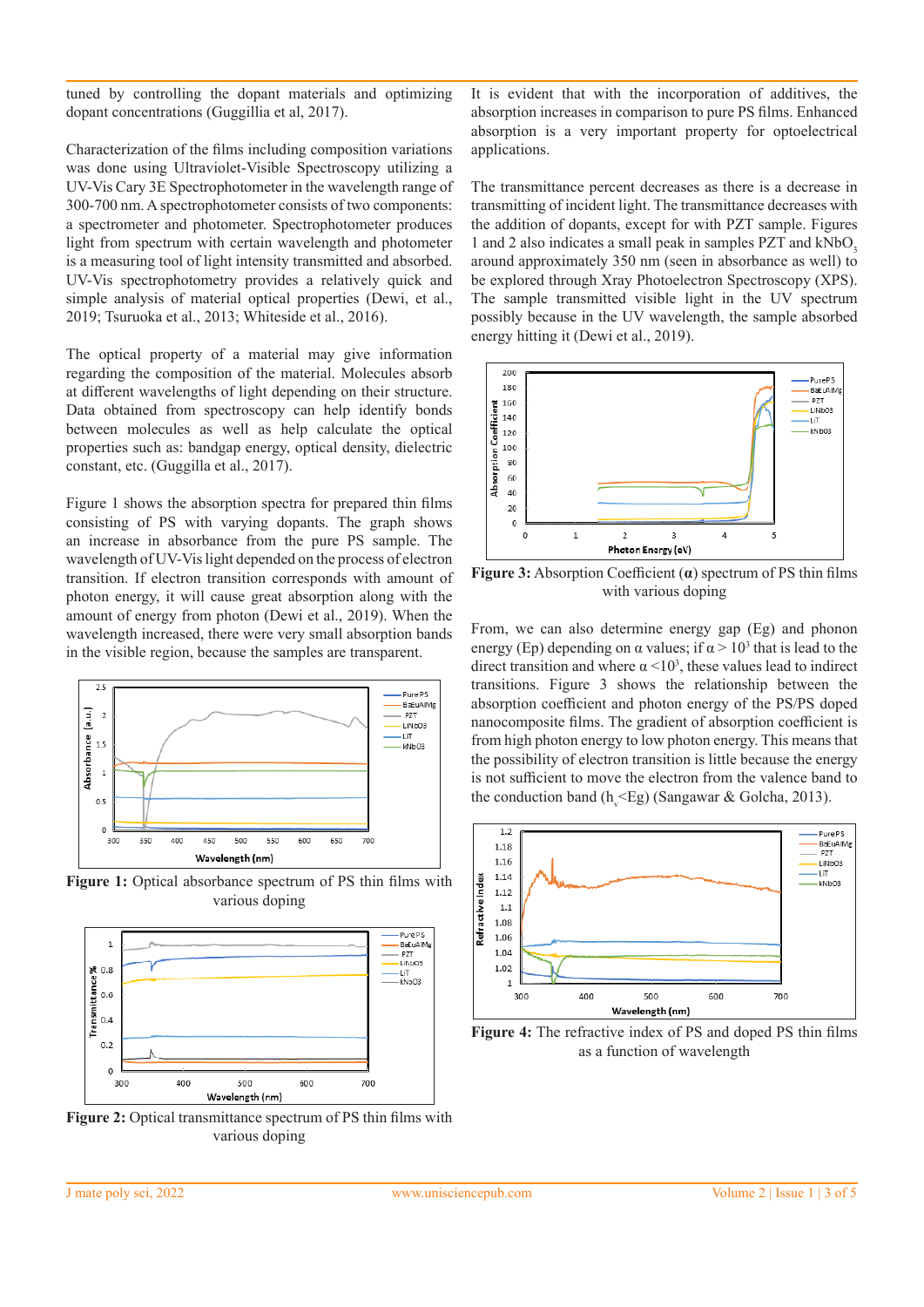tuned by controlling the dopant materials and optimizing dopant concentrations (Guggillia et al, 2017).

Characterization of the films including composition variations was done using Ultraviolet-Visible Spectroscopy utilizing a UV-Vis Cary 3E Spectrophotometer in the wavelength range of 300-700 nm. A spectrophotometer consists of two components: a spectrometer and photometer. Spectrophotometer produces light from spectrum with certain wavelength and photometer is a measuring tool of light intensity transmitted and absorbed. UV-Vis spectrophotometry provides a relatively quick and simple analysis of material optical properties (Dewi, et al., 2019; Tsuruoka et al., 2013; Whiteside et al., 2016).

The optical property of a material may give information regarding the composition of the material. Molecules absorb at different wavelengths of light depending on their structure. Data obtained from spectroscopy can help identify bonds between molecules as well as help calculate the optical properties such as: bandgap energy, optical density, dielectric constant, etc. (Guggilla et al., 2017).

Figure 1 shows the absorption spectra for prepared thin films consisting of PS with varying dopants. The graph shows an increase in absorbance from the pure PS sample. The wavelength of UV-Vis light depended on the process of electron transition. If electron transition corresponds with amount of photon energy, it will cause great absorption along with the amount of energy from photon (Dewi et al., 2019). When the wavelength increased, there were very small absorption bands in the visible region, because the samples are transparent.

**Figure 1:** Optical absorbance spectrum of PS thin films with various doping

**Figure 2:** Optical transmittance spectrum of PS thin films with various doping

It is evident that with the incorporation of additives, the absorption increases in comparison to pure PS films. Enhanced absorption is a very important property for optoelectrical applications.

The transmittance percent decreases as there is a decrease in transmitting of incident light. The transmittance decreases with the addition of dopants, except for with PZT sample. Figures 1 and 2 also indicates a small peak in samples PZT and $kNbO_3$ around approximately 350 nm (seen in absorbance as well) to be explored through Xray Photoelectron Spectroscopy (XPS). The sample transmitted visible light in the UV spectrum possibly because in the UV wavelength, the sample absorbed energy hitting it (Dewi et al., 2019).

**Figure 3:** Absorption Coefficient (**α**) spectrum of PS thin films with various doping

From, we can also determine energy gap (Eg) and phonon energy (Ep) depending on α values; if $\alpha > 10^3$ that is lead to the direct transition and where $\alpha < 10^3$, these values lead to indirect transitions. Figure 3 shows the relationship between the absorption coefficient and photon energy of the PS/PS doped nanocomposite films. The gradient of absorption coefficient is from high photon energy to low photon energy. This means that the possibility of electron transition is little because the energy is not sufficient to move the electron from the valence band to the conduction band ($h_v$<Eg) (Sangawar & Golcha, 2013).

**Figure 4:** The refractive index of PS and doped PS thin films as a function of wavelength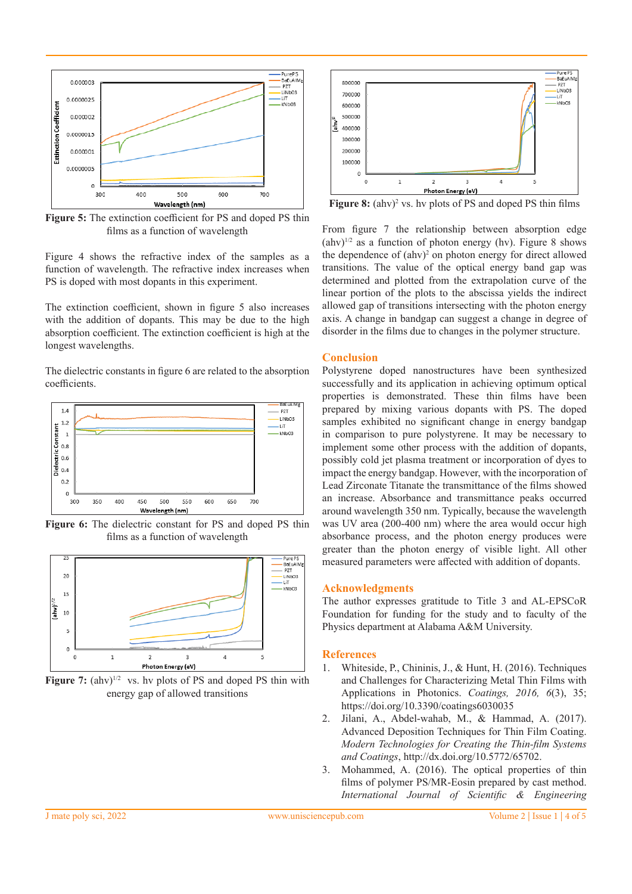**Figure 5:** The extinction coefficient for PS and doped PS thin films as a function of wavelength

Figure 4 shows the refractive index of the samples as a function of wavelength. The refractive index increases when PS is doped with most dopants in this experiment.

The extinction coefficient, shown in figure 5 also increases with the addition of dopants. This may be due to the high absorption coefficient. The extinction coefficient is high at the longest wavelengths.

The dielectric constants in figure 6 are related to the absorption coefficients.

**Figure 6:** The dielectric constant for PS and doped PS thin films as a function of wavelength

**Figure 7:** $(ah\nu)^{1/2}$ vs. hν plots of PS and doped PS thin with energy gap of allowed transitions

**Figure 8:** $(ah\nu)^2$ vs. hν plots of PS and doped PS thin films

From figure 7 the relationship between absorption edge $(ah\nu)^{1/2}$ as a function of photon energy (hν). Figure 8 shows the dependence of $(ah\nu)^2$ on photon energy for direct allowed transitions. The value of the optical energy band gap was determined and plotted from the extrapolation curve of the linear portion of the plots to the abscissa yields the indirect allowed gap of transitions intersecting with the photon energy axis. A change in bandgap can suggest a change in degree of disorder in the films due to changes in the polymer structure.

## Conclusion

Polystyrene doped nanostructures have been synthesized successfully and its application in achieving optimum optical properties is demonstrated. These thin films have been prepared by mixing various dopants with PS. The doped samples exhibited no significant change in energy bandgap in comparison to pure polystyrene. It may be necessary to implement some other process with the addition of dopants, possibly cold jet plasma treatment or incorporation of dyes to impact the energy bandgap. However, with the incorporation of Lead Zirconate Titanate the transmittance of the films showed an increase. Absorbance and transmittance peaks occurred around wavelength 350 nm. Typically, because the wavelength was UV area (200-400 nm) where the area would occur high absorbance process, and the photon energy produces were greater than the photon energy of visible light. All other measured parameters were affected with addition of dopants.

## Acknowledgments

The author expresses gratitude to Title 3 and AL-EPSCoR Foundation for funding for the study and to faculty of the Physics department at Alabama A&M University.

## References

1. Whiteside, P., Chininis, J., & Hunt, H. (2016). Techniques and Challenges for Characterizing Metal Thin Films with Applications in Photonics. *Coatings, 2016, 6*(3), 35; https://doi.org/10.3390/coatings6030035
2. Jilani, A., Abdel-wahab, M., & Hammad, A. (2017). Advanced Deposition Techniques for Thin Film Coating. *Modern Technologies for Creating the Thin-film Systems and Coatings*, http://dx.doi.org/10.5772/65702.
3. Mohammed, A. (2016). The optical properties of thin films of polymer PS/MR-Eosin prepared by cast method. *International Journal of Scientific & Engineering*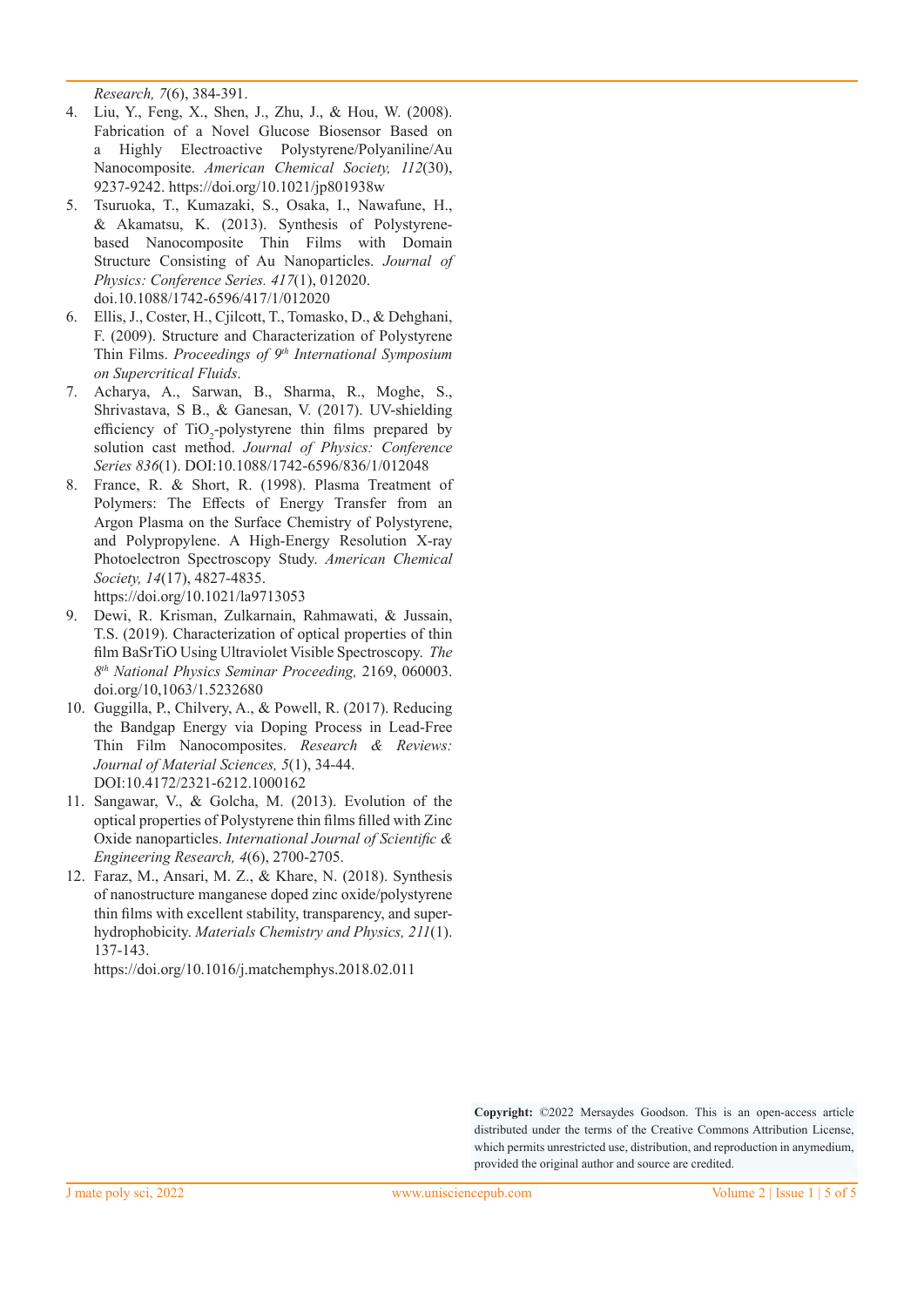*Research, 7*(6), 384-391.

4. Liu, Y., Feng, X., Shen, J., Zhu, J., & Hou, W. (2008). Fabrication of a Novel Glucose Biosensor Based on a Highly Electroactive Polystyrene/Polyaniline/Au Nanocomposite. *American Chemical Society, 112*(30), 9237-9242. https://doi.org/10.1021/jp801938w
5. Tsuruoka, T., Kumazaki, S., Osaka, I., Nawafune, H., & Akamatsu, K. (2013). Synthesis of Polystyrene-based Nanocomposite Thin Films with Domain Structure Consisting of Au Nanoparticles. *Journal of Physics: Conference Series. 417*(1), 012020. doi.10.1088/1742-6596/417/1/012020
6. Ellis, J., Coster, H., Cjilcott, T., Tomasko, D., & Dehghani, F. (2009). Structure and Characterization of Polystyrene Thin Films. *Proceedings of 9th International Symposium on Supercritical Fluids*.
7. Acharya, A., Sarwan, B., Sharma, R., Moghe, S., Shrivastava, S B., & Ganesan, V. (2017). UV-shielding efficiency of $TiO_2$-polystyrene thin films prepared by solution cast method. *Journal of Physics: Conference Series 836*(1). DOI:10.1088/1742-6596/836/1/012048
8. France, R. & Short, R. (1998). Plasma Treatment of Polymers: The Effects of Energy Transfer from an Argon Plasma on the Surface Chemistry of Polystyrene, and Polypropylene. A High-Energy Resolution X-ray Photoelectron Spectroscopy Study. *American Chemical Society, 14*(17), 4827-4835. https://doi.org/10.1021/la9713053
9. Dewi, R. Krisman, Zulkarnain, Rahmawati, & Jussain, T.S. (2019). Characterization of optical properties of thin film BaSrTiO Using Ultraviolet Visible Spectroscopy. *The 8th National Physics Seminar Proceeding,* 2169, 060003. doi.org/10,1063/1.5232680
10. Guggilla, P., Chilvery, A., & Powell, R. (2017). Reducing the Bandgap Energy via Doping Process in Lead-Free Thin Film Nanocomposites. *Research & Reviews: Journal of Material Sciences, 5*(1), 34-44. DOI:10.4172/2321-6212.1000162
11. Sangawar, V., & Golcha, M. (2013). Evolution of the optical properties of Polystyrene thin films filled with Zinc Oxide nanoparticles. *International Journal of Scientific & Engineering Research, 4*(6), 2700-2705.
12. Faraz, M., Ansari, M. Z., & Khare, N. (2018). Synthesis of nanostructure manganese doped zinc oxide/polystyrene thin films with excellent stability, transparency, and super-hydrophobicity. *Materials Chemistry and Physics, 211*(1). 137-143. https://doi.org/10.1016/j.matchemphys.2018.02.011

**Copyright:** ©2022 Mersaydes Goodson. This is an open-access article distributed under the terms of the Creative Commons Attribution License, which permits unrestricted use, distribution, and reproduction in anymedium, provided the original author and source are credited.